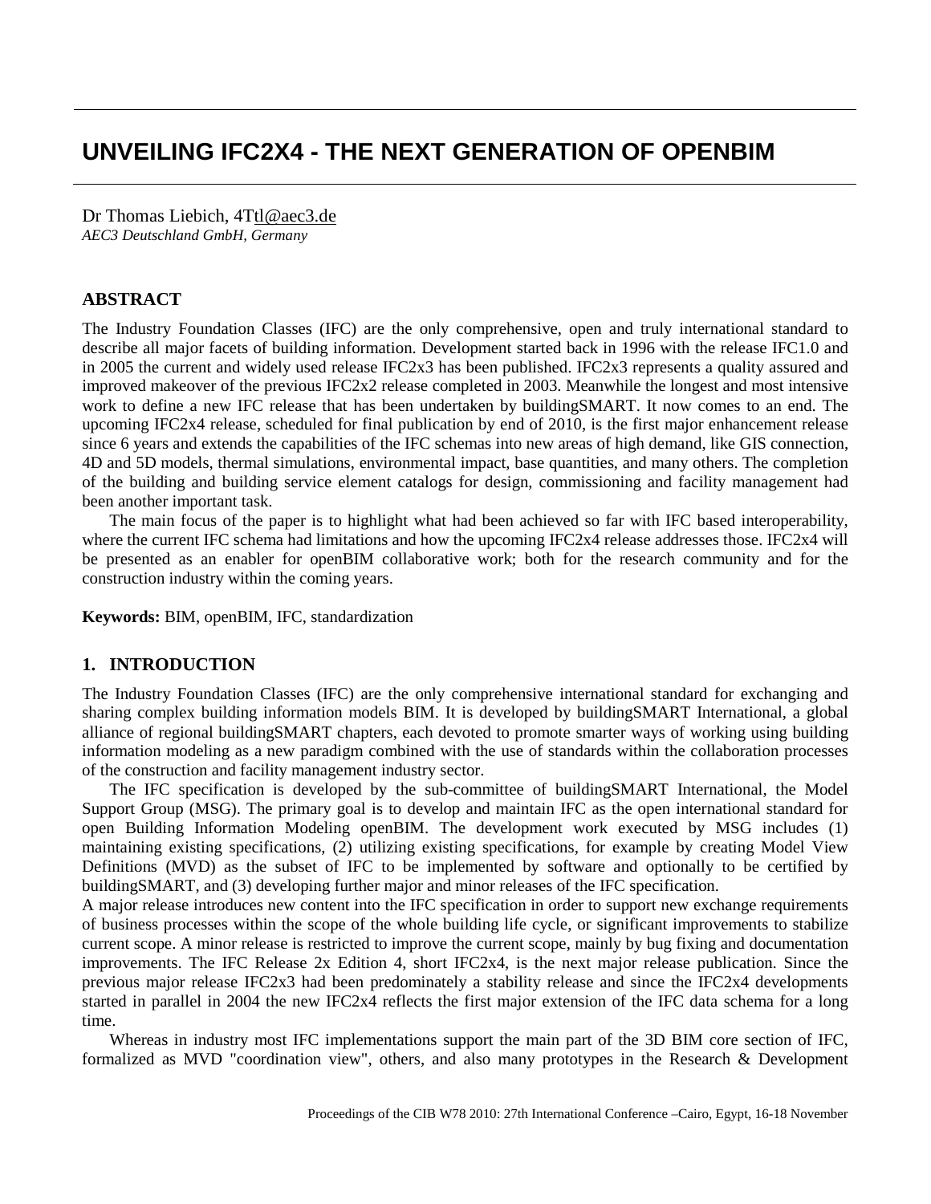# UNVEILING IFC2X4 - THE NEXT GENERATION OF OPENBIM

Dr Thomas Liebich, 4Ttl@aec3.de
*AEC3 Deutschland GmbH, Germany*

## ABSTRACT

The Industry Foundation Classes (IFC) are the only comprehensive, open and truly international standard to describe all major facets of building information. Development started back in 1996 with the release IFC1.0 and in 2005 the current and widely used release IFC2x3 has been published. IFC2x3 represents a quality assured and improved makeover of the previous IFC2x2 release completed in 2003. Meanwhile the longest and most intensive work to define a new IFC release that has been undertaken by buildingSMART. It now comes to an end. The upcoming IFC2x4 release, scheduled for final publication by end of 2010, is the first major enhancement release since 6 years and extends the capabilities of the IFC schemas into new areas of high demand, like GIS connection, 4D and 5D models, thermal simulations, environmental impact, base quantities, and many others. The completion of the building and building service element catalogs for design, commissioning and facility management had been another important task.

The main focus of the paper is to highlight what had been achieved so far with IFC based interoperability, where the current IFC schema had limitations and how the upcoming IFC2x4 release addresses those. IFC2x4 will be presented as an enabler for openBIM collaborative work; both for the research community and for the construction industry within the coming years.

**Keywords:** BIM, openBIM, IFC, standardization

## 1. INTRODUCTION

The Industry Foundation Classes (IFC) are the only comprehensive international standard for exchanging and sharing complex building information models BIM. It is developed by buildingSMART International, a global alliance of regional buildingSMART chapters, each devoted to promote smarter ways of working using building information modeling as a new paradigm combined with the use of standards within the collaboration processes of the construction and facility management industry sector.

The IFC specification is developed by the sub-committee of buildingSMART International, the Model Support Group (MSG). The primary goal is to develop and maintain IFC as the open international standard for open Building Information Modeling openBIM. The development work executed by MSG includes (1) maintaining existing specifications, (2) utilizing existing specifications, for example by creating Model View Definitions (MVD) as the subset of IFC to be implemented by software and optionally to be certified by buildingSMART, and (3) developing further major and minor releases of the IFC specification.

A major release introduces new content into the IFC specification in order to support new exchange requirements of business processes within the scope of the whole building life cycle, or significant improvements to stabilize current scope. A minor release is restricted to improve the current scope, mainly by bug fixing and documentation improvements. The IFC Release 2x Edition 4, short IFC2x4, is the next major release publication. Since the previous major release IFC2x3 had been predominately a stability release and since the IFC2x4 developments started in parallel in 2004 the new IFC2x4 reflects the first major extension of the IFC data schema for a long time.

Whereas in industry most IFC implementations support the main part of the 3D BIM core section of IFC, formalized as MVD "coordination view", others, and also many prototypes in the Research & Development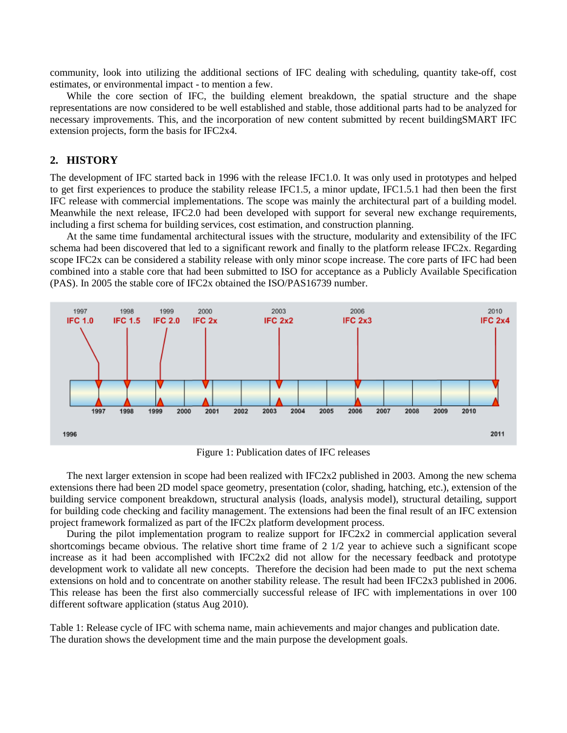community, look into utilizing the additional sections of IFC dealing with scheduling, quantity take-off, cost estimates, or environmental impact - to mention a few.

While the core section of IFC, the building element breakdown, the spatial structure and the shape representations are now considered to be well established and stable, those additional parts had to be analyzed for necessary improvements. This, and the incorporation of new content submitted by recent buildingSMART IFC extension projects, form the basis for IFC2x4.

## 2. HISTORY

The development of IFC started back in 1996 with the release IFC1.0. It was only used in prototypes and helped to get first experiences to produce the stability release IFC1.5, a minor update, IFC1.5.1 had then been the first IFC release with commercial implementations. The scope was mainly the architectural part of a building model. Meanwhile the next release, IFC2.0 had been developed with support for several new exchange requirements, including a first schema for building services, cost estimation, and construction planning.

At the same time fundamental architectural issues with the structure, modularity and extensibility of the IFC schema had been discovered that led to a significant rework and finally to the platform release IFC2x. Regarding scope IFC2x can be considered a stability release with only minor scope increase. The core parts of IFC had been combined into a stable core that had been submitted to ISO for acceptance as a Publicly Available Specification (PAS). In 2005 the stable core of IFC2x obtained the ISO/PAS16739 number.

Figure 1: Publication dates of IFC releases

The next larger extension in scope had been realized with IFC2x2 published in 2003. Among the new schema extensions there had been 2D model space geometry, presentation (color, shading, hatching, etc.), extension of the building service component breakdown, structural analysis (loads, analysis model), structural detailing, support for building code checking and facility management. The extensions had been the final result of an IFC extension project framework formalized as part of the IFC2x platform development process.

During the pilot implementation program to realize support for IFC2x2 in commercial application several shortcomings became obvious. The relative short time frame of 2 1/2 year to achieve such a significant scope increase as it had been accomplished with IFC2x2 did not allow for the necessary feedback and prototype development work to validate all new concepts. Therefore the decision had been made to put the next schema extensions on hold and to concentrate on another stability release. The result had been IFC2x3 published in 2006. This release has been the first also commercially successful release of IFC with implementations in over 100 different software application (status Aug 2010).

Table 1: Release cycle of IFC with schema name, main achievements and major changes and publication date. The duration shows the development time and the main purpose the development goals.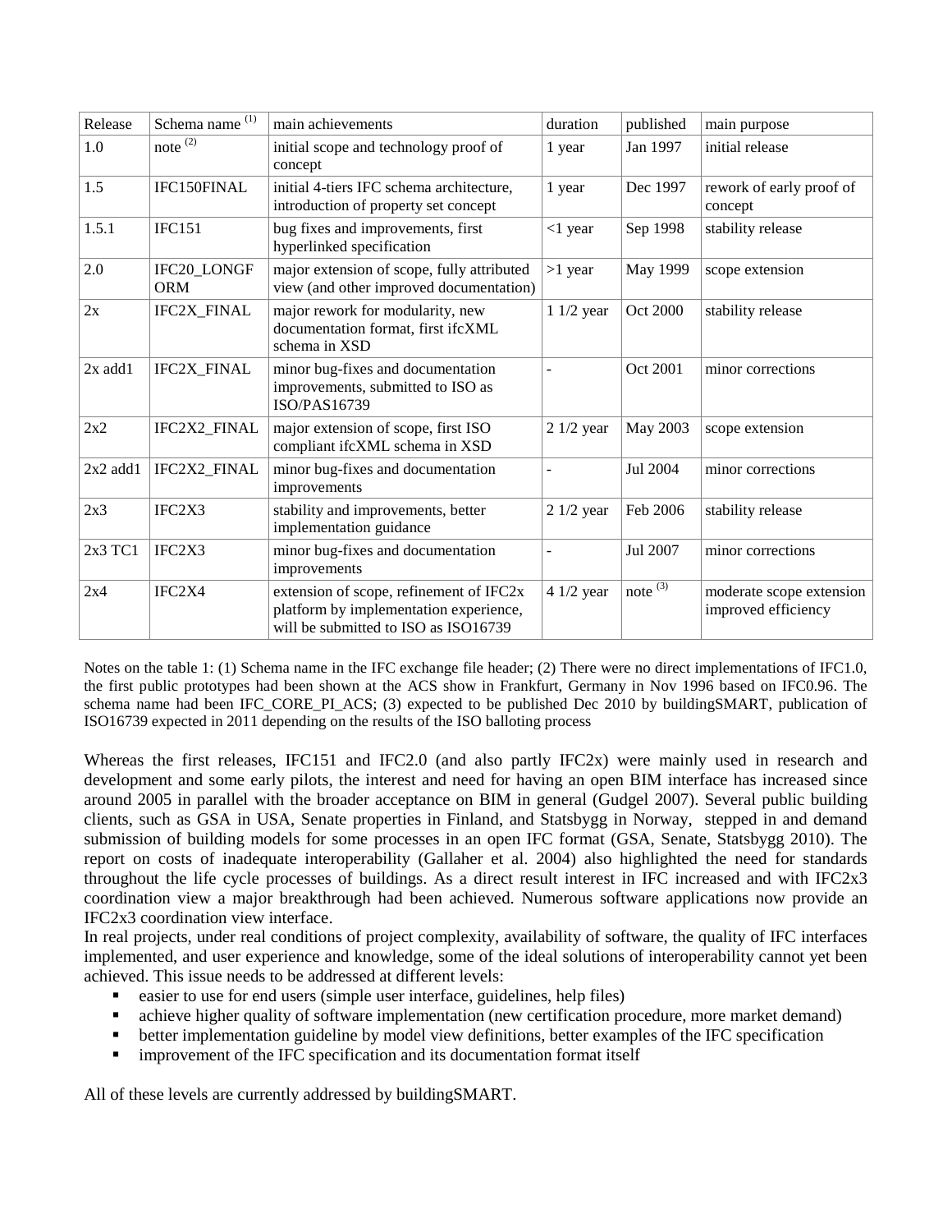| Release | Schema name [1] | main achievements | duration | published | main purpose |
| --- | --- | --- | --- | --- | --- |
| 1.0 | note [2] | initial scope and technology proof of concept | 1 year | Jan 1997 | initial release |
| 1.5 | IFC150FINAL | initial 4-tiers IFC schema architecture, introduction of property set concept | 1 year | Dec 1997 | rework of early proof of concept |
| 1.5.1 | IFC151 | bug fixes and improvements, first hyperlinked specification | <1 year | Sep 1998 | stability release |
| 2.0 | IFC20_LONGFORM | major extension of scope, fully attributed view (and other improved documentation) | >1 year | May 1999 | scope extension |
| 2x | IFC2X_FINAL | major rework for modularity, new documentation format, first ifcXML schema in XSD | 1 1/2 year | Oct 2000 | stability release |
| 2x add1 | IFC2X_FINAL | minor bug-fixes and documentation improvements, submitted to ISO as ISO/PAS16739 | - | Oct 2001 | minor corrections |
| 2x2 | IFC2X2_FINAL | major extension of scope, first ISO compliant ifcXML schema in XSD | 2 1/2 year | May 2003 | scope extension |
| 2x2 add1 | IFC2X2_FINAL | minor bug-fixes and documentation improvements | - | Jul 2004 | minor corrections |
| 2x3 | IFC2X3 | stability and improvements, better implementation guidance | 2 1/2 year | Feb 2006 | stability release |
| 2x3 TC1 | IFC2X3 | minor bug-fixes and documentation improvements | - | Jul 2007 | minor corrections |
| 2x4 | IFC2X4 | extension of scope, refinement of IFC2x platform by implementation experience, will be submitted to ISO as ISO16739 | 4 1/2 year | note [3] | moderate scope extension improved efficiency |

Notes on the table 1: (1) Schema name in the IFC exchange file header; (2) There were no direct implementations of IFC1.0, the first public prototypes had been shown at the ACS show in Frankfurt, Germany in Nov 1996 based on IFC0.96. The schema name had been IFC_CORE_PI_ACS; (3) expected to be published Dec 2010 by buildingSMART, publication of ISO16739 expected in 2011 depending on the results of the ISO balloting process

Whereas the first releases, IFC151 and IFC2.0 (and also partly IFC2x) were mainly used in research and development and some early pilots, the interest and need for having an open BIM interface has increased since around 2005 in parallel with the broader acceptance on BIM in general (Gudgel 2007). Several public building clients, such as GSA in USA, Senate properties in Finland, and Statsbygg in Norway, stepped in and demand submission of building models for some processes in an open IFC format (GSA, Senate, Statsbygg 2010). The report on costs of inadequate interoperability (Gallaher et al. 2004) also highlighted the need for standards throughout the life cycle processes of buildings. As a direct result interest in IFC increased and with IFC2x3 coordination view a major breakthrough had been achieved. Numerous software applications now provide an IFC2x3 coordination view interface.

In real projects, under real conditions of project complexity, availability of software, the quality of IFC interfaces implemented, and user experience and knowledge, some of the ideal solutions of interoperability cannot yet been achieved. This issue needs to be addressed at different levels:

- easier to use for end users (simple user interface, guidelines, help files)
- achieve higher quality of software implementation (new certification procedure, more market demand)
- better implementation guideline by model view definitions, better examples of the IFC specification
- improvement of the IFC specification and its documentation format itself

All of these levels are currently addressed by buildingSMART.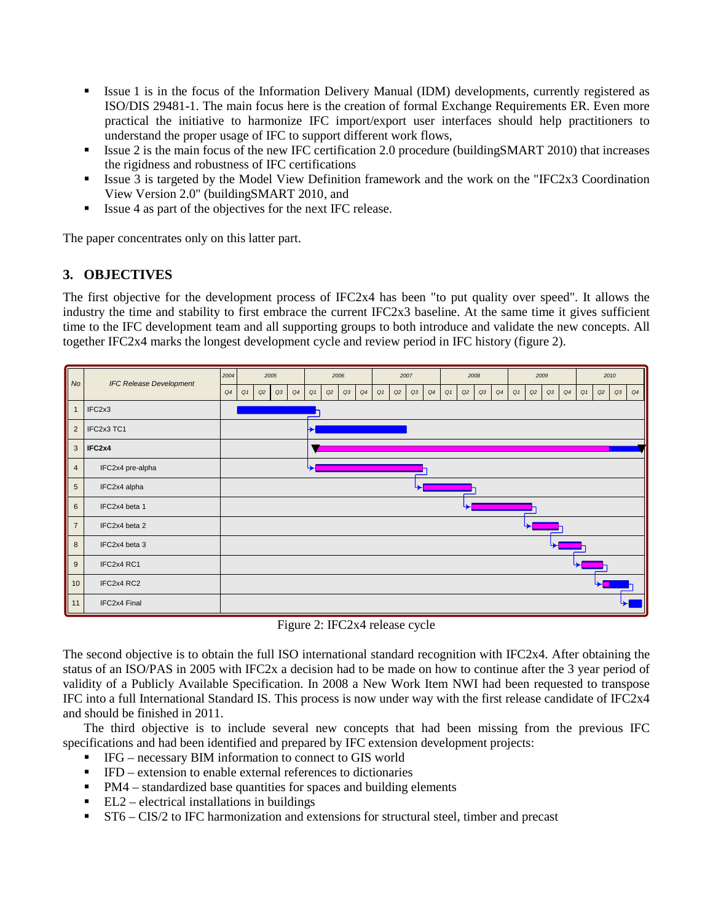- Issue 1 is in the focus of the Information Delivery Manual (IDM) developments, currently registered as ISO/DIS 29481-1. The main focus here is the creation of formal Exchange Requirements ER. Even more practical the initiative to harmonize IFC import/export user interfaces should help practitioners to understand the proper usage of IFC to support different work flows,
- Issue 2 is the main focus of the new IFC certification 2.0 procedure (buildingSMART 2010) that increases the rigidness and robustness of IFC certifications
- Issue 3 is targeted by the Model View Definition framework and the work on the "IFC2x3 Coordination View Version 2.0" (buildingSMART 2010, and
- Issue 4 as part of the objectives for the next IFC release.

The paper concentrates only on this latter part.

## 3. OBJECTIVES

The first objective for the development process of IFC2x4 has been "to put quality over speed". It allows the industry the time and stability to first embrace the current IFC2x3 baseline. At the same time it gives sufficient time to the IFC development team and all supporting groups to both introduce and validate the new concepts. All together IFC2x4 marks the longest development cycle and review period in IFC history (figure 2).

| No | IFC Release Development |
|---|---|
| 1 | IFC2x3 |
| 2 | IFC2x3 TC1 |
| 3 | **IFC2x4** |
| 4 | IFC2x4 pre-alpha |
| 5 | IFC2x4 alpha |
| 6 | IFC2x4 beta 1 |
| 7 | IFC2x4 beta 2 |
| 8 | IFC2x4 beta 3 |
| 9 | IFC2x4 RC1 |
| 10 | IFC2x4 RC2 |
| 11 | IFC2x4 Final |

Figure 2: IFC2x4 release cycle

The second objective is to obtain the full ISO international standard recognition with IFC2x4. After obtaining the status of an ISO/PAS in 2005 with IFC2x a decision had to be made on how to continue after the 3 year period of validity of a Publicly Available Specification. In 2008 a New Work Item NWI had been requested to transpose IFC into a full International Standard IS. This process is now under way with the first release candidate of IFC2x4 and should be finished in 2011.

The third objective is to include several new concepts that had been missing from the previous IFC specifications and had been identified and prepared by IFC extension development projects:

- IFG – necessary BIM information to connect to GIS world
- IFD – extension to enable external references to dictionaries
- PM4 – standardized base quantities for spaces and building elements
- EL2 – electrical installations in buildings
- ST6 – CIS/2 to IFC harmonization and extensions for structural steel, timber and precast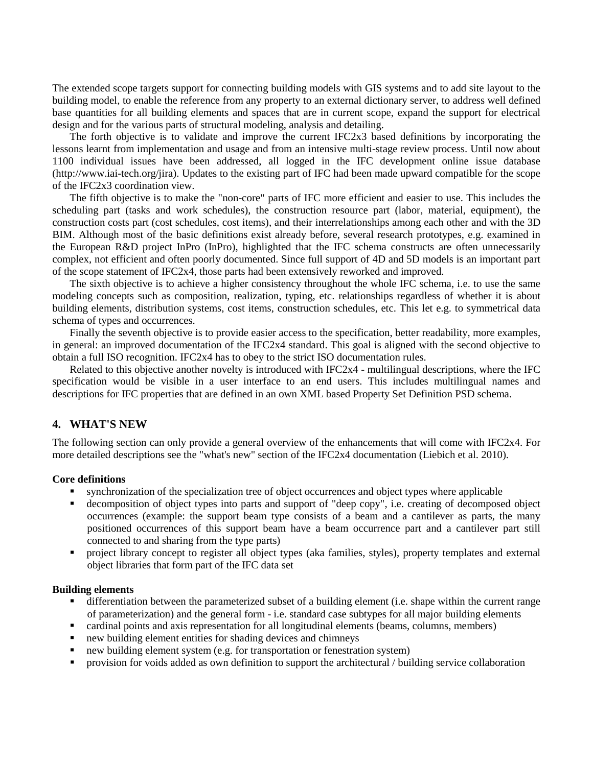The extended scope targets support for connecting building models with GIS systems and to add site layout to the building model, to enable the reference from any property to an external dictionary server, to address well defined base quantities for all building elements and spaces that are in current scope, expand the support for electrical design and for the various parts of structural modeling, analysis and detailing.

The forth objective is to validate and improve the current IFC2x3 based definitions by incorporating the lessons learnt from implementation and usage and from an intensive multi-stage review process. Until now about 1100 individual issues have been addressed, all logged in the IFC development online issue database (http://www.iai-tech.org/jira). Updates to the existing part of IFC had been made upward compatible for the scope of the IFC2x3 coordination view.

The fifth objective is to make the "non-core" parts of IFC more efficient and easier to use. This includes the scheduling part (tasks and work schedules), the construction resource part (labor, material, equipment), the construction costs part (cost schedules, cost items), and their interrelationships among each other and with the 3D BIM. Although most of the basic definitions exist already before, several research prototypes, e.g. examined in the European R&D project InPro (InPro), highlighted that the IFC schema constructs are often unnecessarily complex, not efficient and often poorly documented. Since full support of 4D and 5D models is an important part of the scope statement of IFC2x4, those parts had been extensively reworked and improved.

The sixth objective is to achieve a higher consistency throughout the whole IFC schema, i.e. to use the same modeling concepts such as composition, realization, typing, etc. relationships regardless of whether it is about building elements, distribution systems, cost items, construction schedules, etc. This let e.g. to symmetrical data schema of types and occurrences.

Finally the seventh objective is to provide easier access to the specification, better readability, more examples, in general: an improved documentation of the IFC2x4 standard. This goal is aligned with the second objective to obtain a full ISO recognition. IFC2x4 has to obey to the strict ISO documentation rules.

Related to this objective another novelty is introduced with IFC2x4 - multilingual descriptions, where the IFC specification would be visible in a user interface to an end users. This includes multilingual names and descriptions for IFC properties that are defined in an own XML based Property Set Definition PSD schema.

## 4. WHAT'S NEW

The following section can only provide a general overview of the enhancements that will come with IFC2x4. For more detailed descriptions see the "what's new" section of the IFC2x4 documentation (Liebich et al. 2010).

**Core definitions**

- synchronization of the specialization tree of object occurrences and object types where applicable
- decomposition of object types into parts and support of "deep copy", i.e. creating of decomposed object occurrences (example: the support beam type consists of a beam and a cantilever as parts, the many positioned occurrences of this support beam have a beam occurrence part and a cantilever part still connected to and sharing from the type parts)
- project library concept to register all object types (aka families, styles), property templates and external object libraries that form part of the IFC data set

**Building elements**

- differentiation between the parameterized subset of a building element (i.e. shape within the current range of parameterization) and the general form - i.e. standard case subtypes for all major building elements
- cardinal points and axis representation for all longitudinal elements (beams, columns, members)
- new building element entities for shading devices and chimneys
- new building element system (e.g. for transportation or fenestration system)
- provision for voids added as own definition to support the architectural / building service collaboration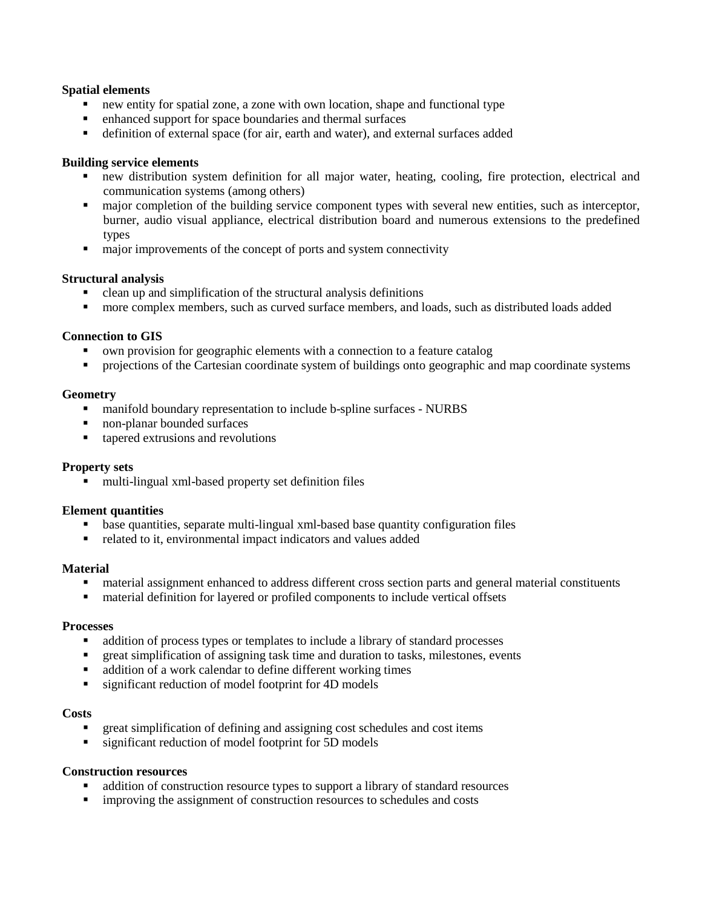**Spatial elements**

- new entity for spatial zone, a zone with own location, shape and functional type
- enhanced support for space boundaries and thermal surfaces
- definition of external space (for air, earth and water), and external surfaces added

**Building service elements**

- new distribution system definition for all major water, heating, cooling, fire protection, electrical and communication systems (among others)
- major completion of the building service component types with several new entities, such as interceptor, burner, audio visual appliance, electrical distribution board and numerous extensions to the predefined types
- major improvements of the concept of ports and system connectivity

**Structural analysis**

- clean up and simplification of the structural analysis definitions
- more complex members, such as curved surface members, and loads, such as distributed loads added

**Connection to GIS**

- own provision for geographic elements with a connection to a feature catalog
- projections of the Cartesian coordinate system of buildings onto geographic and map coordinate systems

**Geometry**

- manifold boundary representation to include b-spline surfaces - NURBS
- non-planar bounded surfaces
- tapered extrusions and revolutions

**Property sets**

- multi-lingual xml-based property set definition files

**Element quantities**

- base quantities, separate multi-lingual xml-based base quantity configuration files
- related to it, environmental impact indicators and values added

**Material**

- material assignment enhanced to address different cross section parts and general material constituents
- material definition for layered or profiled components to include vertical offsets

**Processes**

- addition of process types or templates to include a library of standard processes
- great simplification of assigning task time and duration to tasks, milestones, events
- addition of a work calendar to define different working times
- significant reduction of model footprint for 4D models

**Costs**

- great simplification of defining and assigning cost schedules and cost items
- significant reduction of model footprint for 5D models

**Construction resources**

- addition of construction resource types to support a library of standard resources
- improving the assignment of construction resources to schedules and costs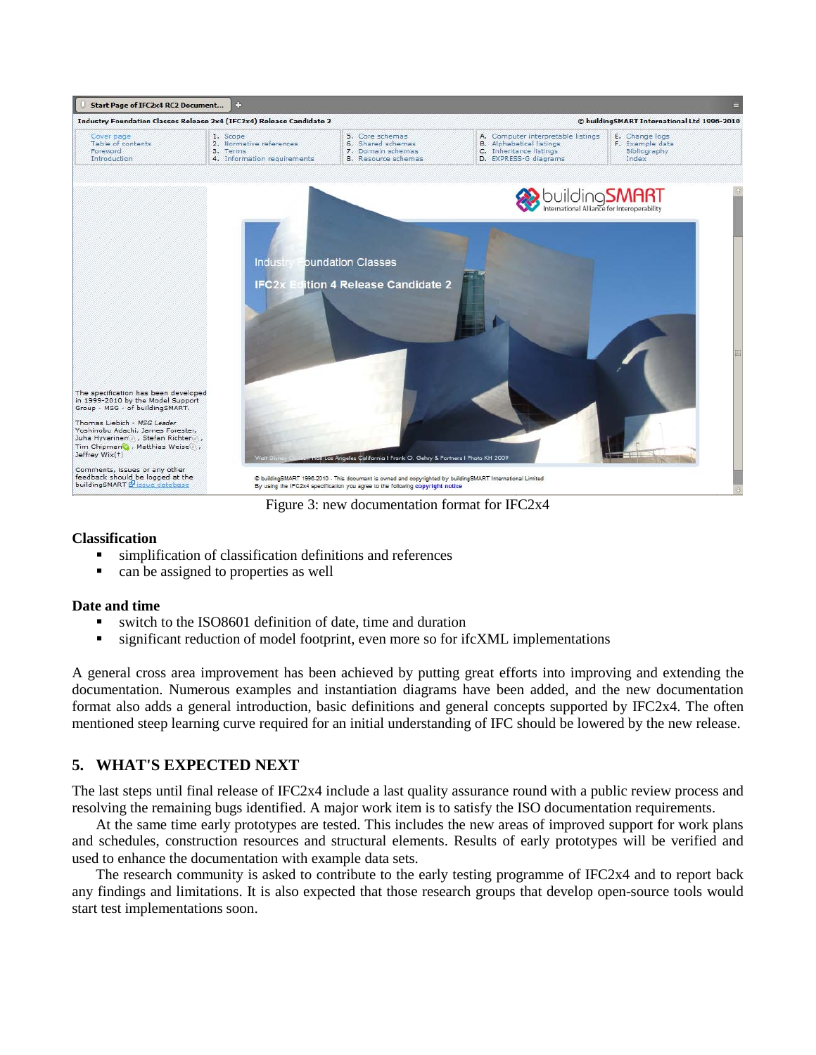Figure 3: new documentation format for IFC2x4

**Classification**

- simplification of classification definitions and references
- can be assigned to properties as well

**Date and time**

- switch to the ISO8601 definition of date, time and duration
- significant reduction of model footprint, even more so for ifcXML implementations

A general cross area improvement has been achieved by putting great efforts into improving and extending the documentation. Numerous examples and instantiation diagrams have been added, and the new documentation format also adds a general introduction, basic definitions and general concepts supported by IFC2x4. The often mentioned steep learning curve required for an initial understanding of IFC should be lowered by the new release.

## 5. WHAT'S EXPECTED NEXT

The last steps until final release of IFC2x4 include a last quality assurance round with a public review process and resolving the remaining bugs identified. A major work item is to satisfy the ISO documentation requirements.

At the same time early prototypes are tested. This includes the new areas of improved support for work plans and schedules, construction resources and structural elements. Results of early prototypes will be verified and used to enhance the documentation with example data sets.

The research community is asked to contribute to the early testing programme of IFC2x4 and to report back any findings and limitations. It is also expected that those research groups that develop open-source tools would start test implementations soon.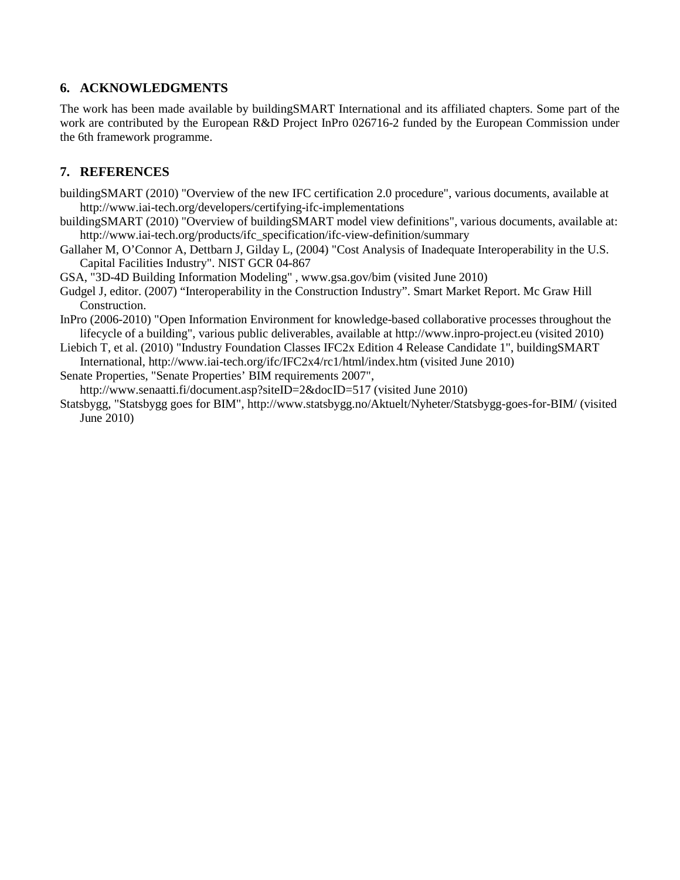## 6. ACKNOWLEDGMENTS

The work has been made available by buildingSMART International and its affiliated chapters. Some part of the work are contributed by the European R&D Project InPro 026716-2 funded by the European Commission under the 6th framework programme.

## 7. REFERENCES

buildingSMART (2010) "Overview of the new IFC certification 2.0 procedure", various documents, available at http://www.iai-tech.org/developers/certifying-ifc-implementations

buildingSMART (2010) "Overview of buildingSMART model view definitions", various documents, available at: http://www.iai-tech.org/products/ifc_specification/ifc-view-definition/summary

Gallaher M, O'Connor A, Dettbarn J, Gilday L, (2004) "Cost Analysis of Inadequate Interoperability in the U.S. Capital Facilities Industry". NIST GCR 04-867

GSA, "3D-4D Building Information Modeling" , www.gsa.gov/bim (visited June 2010)

Gudgel J, editor. (2007) "Interoperability in the Construction Industry". Smart Market Report. Mc Graw Hill Construction.

InPro (2006-2010) "Open Information Environment for knowledge-based collaborative processes throughout the lifecycle of a building", various public deliverables, available at http://www.inpro-project.eu (visited 2010)

Liebich T, et al. (2010) "Industry Foundation Classes IFC2x Edition 4 Release Candidate 1", buildingSMART International, http://www.iai-tech.org/ifc/IFC2x4/rc1/html/index.htm (visited June 2010)

Senate Properties, "Senate Properties' BIM requirements 2007", http://www.senaatti.fi/document.asp?siteID=2&docID=517 (visited June 2010)

Statsbygg, "Statsbygg goes for BIM", http://www.statsbygg.no/Aktuelt/Nyheter/Statsbygg-goes-for-BIM/ (visited June 2010)